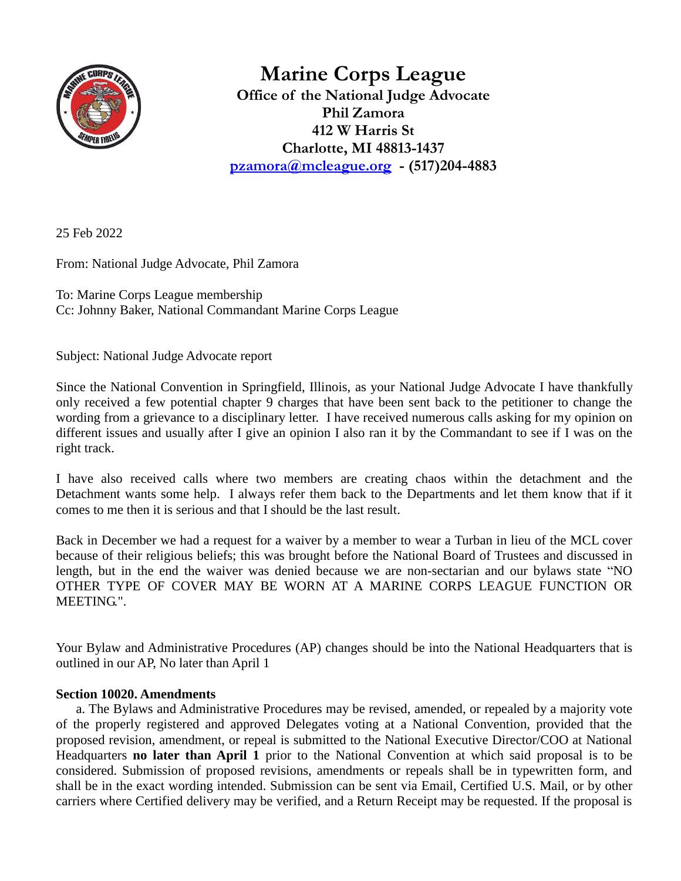# Marine Corps League

**Office of the National Judge Advocate**
**Phil Zamora**
**412 W Harris St**
**Charlotte, MI 48813-1437**
**[pzamora@mcleague.org](mailto:pzamora@mcleague.org) - (517)204-4883**

25 Feb 2022

From: National Judge Advocate, Phil Zamora

To: Marine Corps League membership
Cc: Johnny Baker, National Commandant Marine Corps League

Subject: National Judge Advocate report

Since the National Convention in Springfield, Illinois, as your National Judge Advocate I have thankfully only received a few potential chapter 9 charges that have been sent back to the petitioner to change the wording from a grievance to a disciplinary letter. I have received numerous calls asking for my opinion on different issues and usually after I give an opinion I also ran it by the Commandant to see if I was on the right track.

I have also received calls where two members are creating chaos within the detachment and the Detachment wants some help. I always refer them back to the Departments and let them know that if it comes to me then it is serious and that I should be the last result.

Back in December we had a request for a waiver by a member to wear a Turban in lieu of the MCL cover because of their religious beliefs; this was brought before the National Board of Trustees and discussed in length, but in the end the waiver was denied because we are non-sectarian and our bylaws state "NO OTHER TYPE OF COVER MAY BE WORN AT A MARINE CORPS LEAGUE FUNCTION OR MEETING.".

Your Bylaw and Administrative Procedures (AP) changes should be into the National Headquarters that is outlined in our AP, No later than April 1

**Section 10020. Amendments**

a. The Bylaws and Administrative Procedures may be revised, amended, or repealed by a majority vote of the properly registered and approved Delegates voting at a National Convention, provided that the proposed revision, amendment, or repeal is submitted to the National Executive Director/COO at National Headquarters **no later than April 1** prior to the National Convention at which said proposal is to be considered. Submission of proposed revisions, amendments or repeals shall be in typewritten form, and shall be in the exact wording intended. Submission can be sent via Email, Certified U.S. Mail, or by other carriers where Certified delivery may be verified, and a Return Receipt may be requested. If the proposal is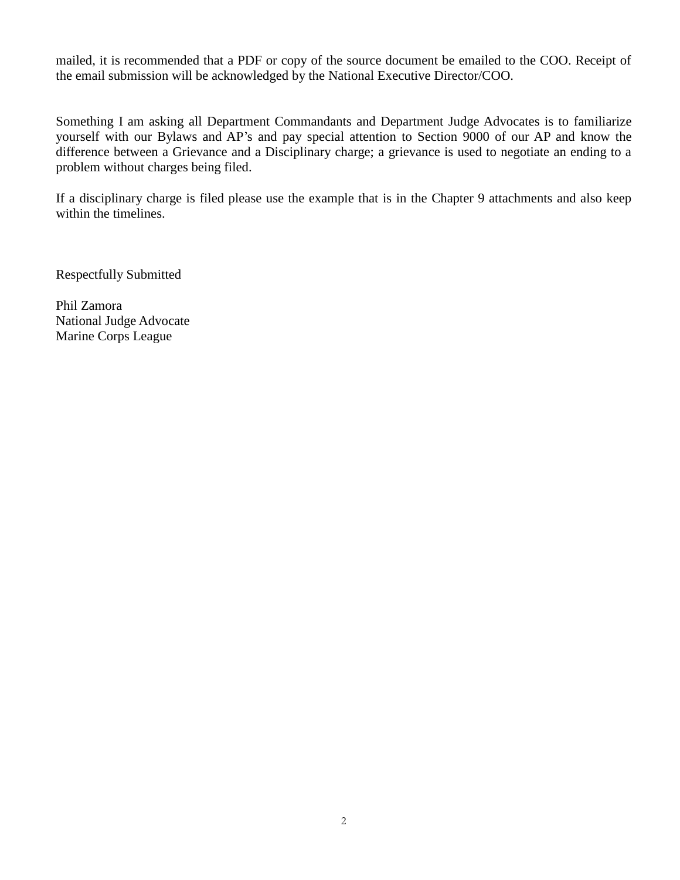mailed, it is recommended that a PDF or copy of the source document be emailed to the COO. Receipt of the email submission will be acknowledged by the National Executive Director/COO.

Something I am asking all Department Commandants and Department Judge Advocates is to familiarize yourself with our Bylaws and AP's and pay special attention to Section 9000 of our AP and know the difference between a Grievance and a Disciplinary charge; a grievance is used to negotiate an ending to a problem without charges being filed.

If a disciplinary charge is filed please use the example that is in the Chapter 9 attachments and also keep within the timelines.

Respectfully Submitted

Phil Zamora
National Judge Advocate
Marine Corps League